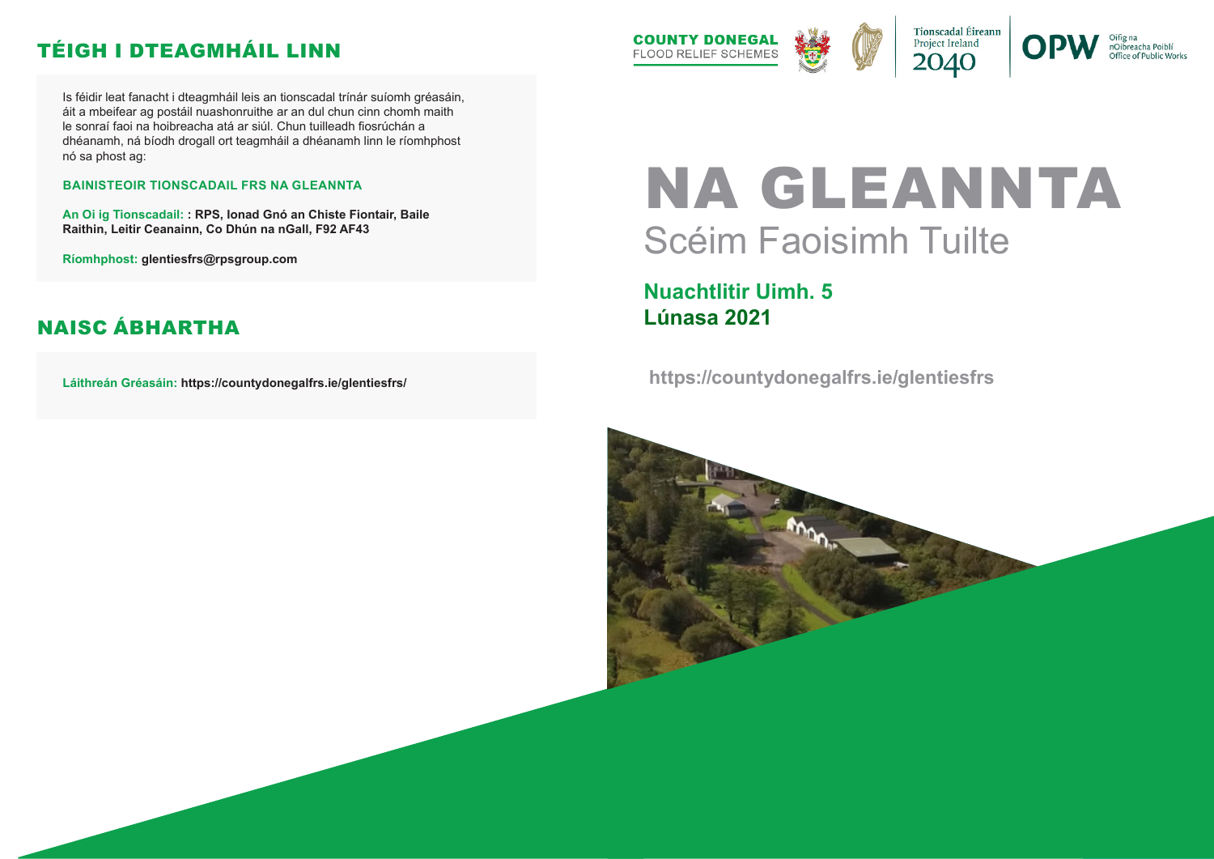## TÉIGH I DTEAGMHÁIL LINN

Is féidir leat fanacht i dteagmháil leis an tionscadal trínár suíomh gréasáin, áit a mbeifear ag postáil nuashonruithe ar an dul chun cinn chomh maith le sonraí faoi na hoibreacha atá ar siúl. Chun tuilleadh fiosrúchán a dhéanamh, ná bíodh drogall ort teagmháil a dhéanamh linn le ríomhphost nó sa phost ag:

**BAINISTEOIR TIONSCADAIL FRS NA GLEANNTA**

**An Oi ig Tionscadail: : RPS, Ionad Gnó an Chiste Fiontair, Baile Raithin, Leitir Ceanainn, Co Dhún na nGall, F92 AF43**

**Ríomhphost: glentiesfrs@rpsgroup.com**

## NAISC ÁBHARTHA

**Láithreán Gréasáin: https://countydonegalfrs.ie/glentiesfrs/**

COUNTY DONEGAL FLOOD RELIEF SCHEMES

Tionscadal Éireann Project Ireland 2040

OPW Oifig na nOibreacha Poiblí Office of Public Works

# NA GLEANNTA

## Scéim Faoisimh Tuilte

**Nuachtlitir Uimh. 5**
**Lúnasa 2021**

**https://countydonegalfrs.ie/glentiesfrs**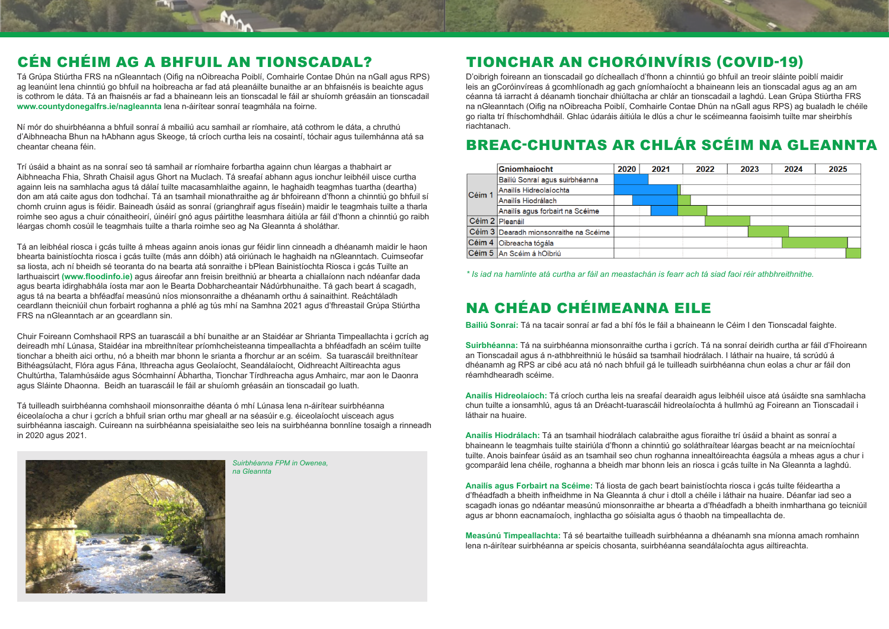## CÉN CHÉIM AG A BHFUIL AN TIONSCADAL?

Tá Grúpa Stiúrtha FRS na nGleanntach (Oifig na nOibreacha Poiblí, Comhairle Contae Dhún na nGall agus RPS) ag leanúint lena chinntiú go bhfuil na hoibreacha ar fad atá pleanáilte bunaithe ar an bhfaisnéis is beichte agus is cothrom le dáta. Tá an fhaisnéis ar fad a bhaineann leis an tionscadal le fáil ar shuíomh gréasáin an tionscadail **www.countydonegalfrs.ie/nagleannta** lena n-áirítear sonraí teagmhála na foirne.

Ní mór do shuirbhéanna a bhfuil sonraí á mbailiú acu samhail ar ríomhaire, atá cothrom le dáta, a chruthú d'Aibhneacha Bhun na hAbhann agus Skeoge, tá críoch curtha leis na cosaintí, tóchair agus tuilemhánna atá sa cheantar cheana féin.

Trí úsáid a bhaint as na sonraí seo tá samhail ar ríomhaire forbartha againn chun léargas a thabhairt ar Aibhneacha Fhia, Shrath Chaisil agus Ghort na Muclach. Tá sreafaí abhann agus ionchur leibhéil uisce curtha againn leis na samhlacha agus tá dálaí tuilte macasamhlaithe againn, le haghaidh teagmhas tuartha (deartha) don am atá caite agus don todhchaí. Tá an tsamhail mionathraithe ag ár bhfoireann d'fhonn a chinntiú go bhfuil sí chomh cruinn agus is féidir. Baineadh úsáid as sonraí (grianghraif agus físeáin) maidir le teagmhais tuilte a tharla roimhe seo agus a chuir cónaitheoirí, úinéirí gnó agus páirtithe leasmhara áitiúla ar fáil d'fhonn a chinntiú go raibh léargas chomh cosúil le teagmhais tuilte a tharla roimhe seo ag Na Gleannta á sholáthar.

Tá an leibhéal riosca i gcás tuilte á mheas againn anois ionas gur féidir linn cinneadh a dhéanamh maidir le haon bhearta bainistíochta riosca i gcás tuilte (más ann dóibh) atá oiriúnach le haghaidh na nGleanntach. Cuimseofar sa liosta, ach ní bheidh sé teoranta do na bearta atá sonraithe i bPlean Bainistíochta Riosca i gcás Tuilte an Iarthuaiscirt **(www.floodinfo.ie)** agus áireofar ann freisin breithniú ar bhearta a chiallaíonn nach ndéanfar dada agus bearta idirghabhála íosta mar aon le Bearta Dobharcheantair Nádúrbhunaithe. Tá gach beart á scagadh, agus tá na bearta a bhféadfaí measúnú níos mionsonraithe a dhéanamh orthu á sainaithint. Reáchtáladh ceardlann theicniúil chun forbairt roghanna a phlé ag tús mhí na Samhna 2021 agus d'fhreastail Grúpa Stiúrtha FRS na nGleanntach ar an gceardlann sin.

Chuir Foireann Comhshaoil RPS an tuarascáil a bhí bunaithe ar an Staidéar ar Shrianta Timpeallachta i gcrích ag deireadh mhí Lúnasa, Staidéar ina mbreithnítear príomhcheisteanna timpeallachta a bhféadfadh an scéim tuilte tionchar a bheith aici orthu, nó a bheith mar bhonn le srianta a fhorchur ar an scéim. Sa tuarascáil breithnítear Bithéagsúlacht, Flóra agus Fána, Ithreacha agus Geolaíocht, Seandálaíocht, Oidhreacht Ailtireachta agus Chultúrtha, Talamhúsáide agus Sócmhainní Ábhartha, Tionchar Tírdhreacha agus Amhairc, mar aon le Daonra agus Sláinte Dhaonna. Beidh an tuarascáil le fáil ar shuíomh gréasáin an tionscadail go luath.

Tá tuilleadh suirbhéanna comhshaoil mionsonraithe déanta ó mhí Lúnasa lena n-áirítear suirbhéanna éiceolaíocha a chur i gcrích a bhfuil srian orthu mar gheall ar na séasúir e.g. éiceolaíocht uisceach agus suirbhéanna iascaigh. Cuireann na suirbhéanna speisialaithe seo leis na suirbhéanna bonnlíne tosaigh a rinneadh in 2020 agus 2021.

*Suirbhéanna FPM in Owenea, na Gleannta*

## TIONCHAR AN CHORÓINVÍRIS (COVID-19)

D'oibrigh foireann an tionscadail go dícheallach d'fhonn a chinntiú go bhfuil an treoir sláinte poiblí maidir leis an gCoróinvíreas á gcomhlíonadh ag gach gníomhaíocht a bhaineann leis an tionscadal agus ag an am céanna tá iarracht á déanamh tionchair dhiúltacha ar chlár an tionscadail a laghdú. Lean Grúpa Stiúrtha FRS na nGleanntach (Oifig na nOibreacha Poiblí, Comhairle Contae Dhún na nGall agus RPS) ag bualadh le chéile go rialta trí fhíschomhdháil. Ghlac údaráis áitiúla le dlús a chur le scéimeanna faoisimh tuilte mar sheirbhís riachtanach.

## BREAC-CHUNTAS AR CHLÁR SCÉIM NA GLEANNTA

Gníomhaíocht
2020 2021 2022 2023 2024 2025
Céim 1
Bailiú Sonraí agus suirbhéanna
Anailís Hidreolaíochta
Anailís Hiodrálach
Anailís agus forbairt na Scéime
Céim 2 Pleanáil
Céim 3 Dearadh mionsonraithe na Scéime
Céim 4 Oibreacha tógála
Céim 5 An Scéim á hOibriú

*\* Is iad na hamlínte atá curtha ar fáil an meastachán is fearr ach tá siad faoi réir athbhreithnithe.*

## NA CHÉAD CHÉIMEANNA EILE

**Bailiú Sonraí:** Tá na tacair sonraí ar fad a bhí fós le fáil a bhaineann le Céim I den Tionscadal faighte.

**Suirbhéanna:** Tá na suirbhéanna mionsonraithe curtha i gcrích. Tá na sonraí deiridh curtha ar fáil d'Fhoireann an Tionscadail agus a n-athbhreithniú le húsáid sa tsamhail hiodrálach. I láthair na huaire, tá scrúdú á dhéanamh ag RPS ar cibé acu atá nó nach bhfuil gá le tuilleadh suirbhéanna chun eolas a chur ar fáil don réamhdhearadh scéime.

**Anailís Hidreolaíoch:** Tá críoch curtha leis na sreafaí dearaidh agus leibhéil uisce atá úsáidte sna samhlacha chun tuilte a ionsamhlú, agus tá an Dréacht-tuarascáil hidreolaíochta á hullmhú ag Foireann an Tionscadail i láthair na huaire.

**Anailís Hiodrálach:** Tá an tsamhail hiodrálach calabraithe agus fíoraithe trí úsáid a bhaint as sonraí a bhaineann le teagmhais tuilte stairiúla d'fhonn a chinntiú go soláthraítear léargas beacht ar na meicníochtaí tuilte. Anois bainfear úsáid as an tsamhail seo chun roghanna innealtóireachta éagsúla a mheas agus a chur i gcomparáid lena chéile, roghanna a bheidh mar bhonn leis an riosca i gcás tuilte in Na Gleannta a laghdú.

**Anailís agus Forbairt na Scéime:** Tá liosta de gach beart bainistíochta riosca i gcás tuilte féideartha a d'fhéadfadh a bheith infheidhme in Na Gleannta á chur i dtoll a chéile i láthair na huaire. Déanfar iad seo a scagadh ionas go ndéantar measúnú mionsonraithe ar bhearta a d'fhéadfadh a bheith inmharthana go teicniúil agus ar bhonn eacnamaíoch, inghlactha go sóisialta agus ó thaobh na timpeallachta de.

**Measúnú Timpeallachta:** Tá sé beartaithe tuilleadh suirbhéanna a dhéanamh sna míonna amach romhainn lena n-áirítear suirbhéanna ar speicis chosanta, suirbhéanna seandálaíochta agus ailtireachta.